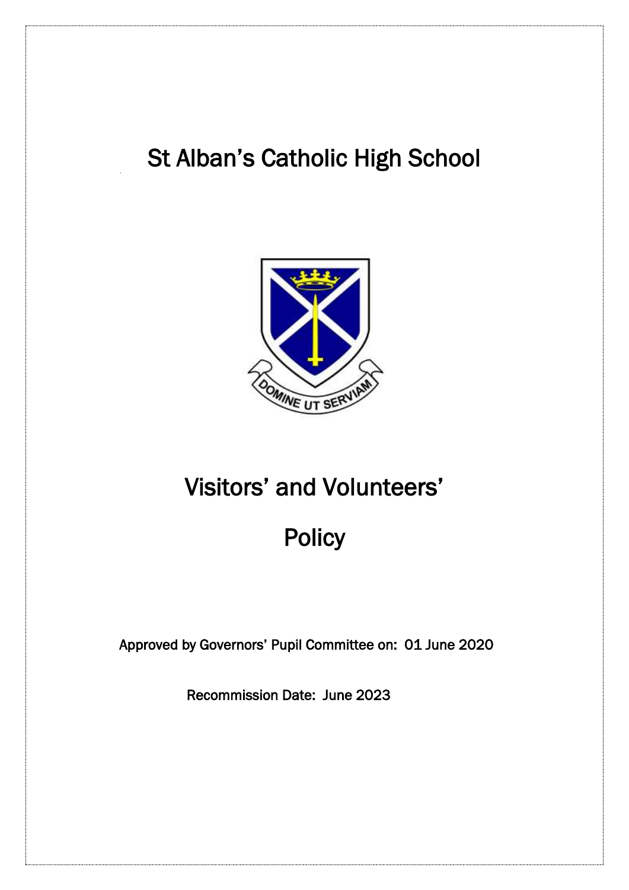# St Alban's Catholic High School

# Visitors' and Volunteers' Policy

Approved by Governors' Pupil Committee on: 01 June 2020

Recommission Date: June 2023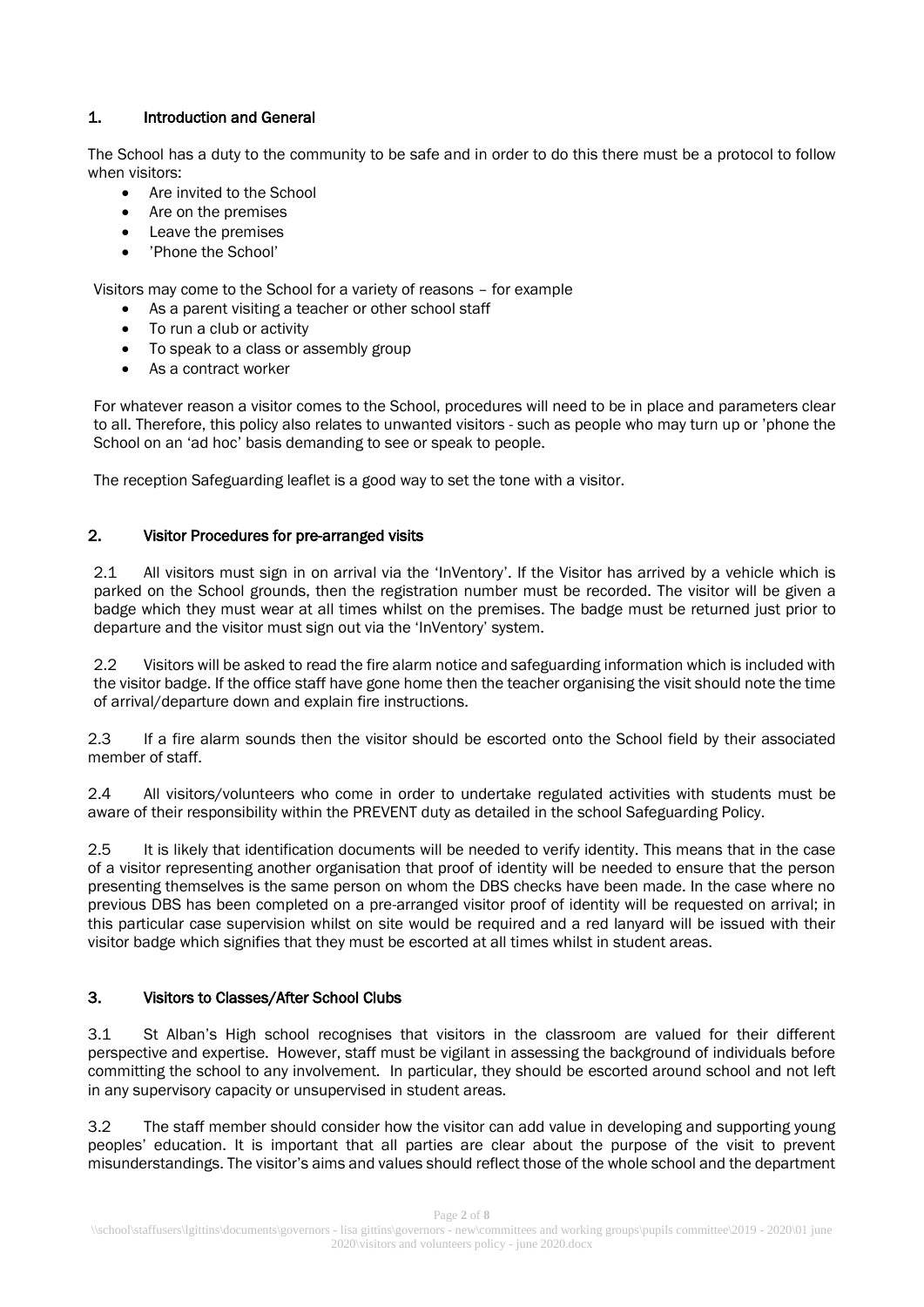## 1. Introduction and General

The School has a duty to the community to be safe and in order to do this there must be a protocol to follow when visitors:

- Are invited to the School
- Are on the premises
- Leave the premises
- 'Phone the School'

Visitors may come to the School for a variety of reasons – for example

- As a parent visiting a teacher or other school staff
- To run a club or activity
- To speak to a class or assembly group
- As a contract worker

For whatever reason a visitor comes to the School, procedures will need to be in place and parameters clear to all. Therefore, this policy also relates to unwanted visitors - such as people who may turn up or 'phone the School on an 'ad hoc' basis demanding to see or speak to people.

The reception Safeguarding leaflet is a good way to set the tone with a visitor.

## 2. Visitor Procedures for pre-arranged visits

2.1 All visitors must sign in on arrival via the 'InVentory'. If the Visitor has arrived by a vehicle which is parked on the School grounds, then the registration number must be recorded. The visitor will be given a badge which they must wear at all times whilst on the premises. The badge must be returned just prior to departure and the visitor must sign out via the 'InVentory' system.

2.2 Visitors will be asked to read the fire alarm notice and safeguarding information which is included with the visitor badge. If the office staff have gone home then the teacher organising the visit should note the time of arrival/departure down and explain fire instructions.

2.3 If a fire alarm sounds then the visitor should be escorted onto the School field by their associated member of staff.

2.4 All visitors/volunteers who come in order to undertake regulated activities with students must be aware of their responsibility within the PREVENT duty as detailed in the school Safeguarding Policy.

2.5 It is likely that identification documents will be needed to verify identity. This means that in the case of a visitor representing another organisation that proof of identity will be needed to ensure that the person presenting themselves is the same person on whom the DBS checks have been made. In the case where no previous DBS has been completed on a pre-arranged visitor proof of identity will be requested on arrival; in this particular case supervision whilst on site would be required and a red lanyard will be issued with their visitor badge which signifies that they must be escorted at all times whilst in student areas.

## 3. Visitors to Classes/After School Clubs

3.1 St Alban's High school recognises that visitors in the classroom are valued for their different perspective and expertise. However, staff must be vigilant in assessing the background of individuals before committing the school to any involvement. In particular, they should be escorted around school and not left in any supervisory capacity or unsupervised in student areas.

3.2 The staff member should consider how the visitor can add value in developing and supporting young peoples' education. It is important that all parties are clear about the purpose of the visit to prevent misunderstandings. The visitor's aims and values should reflect those of the whole school and the department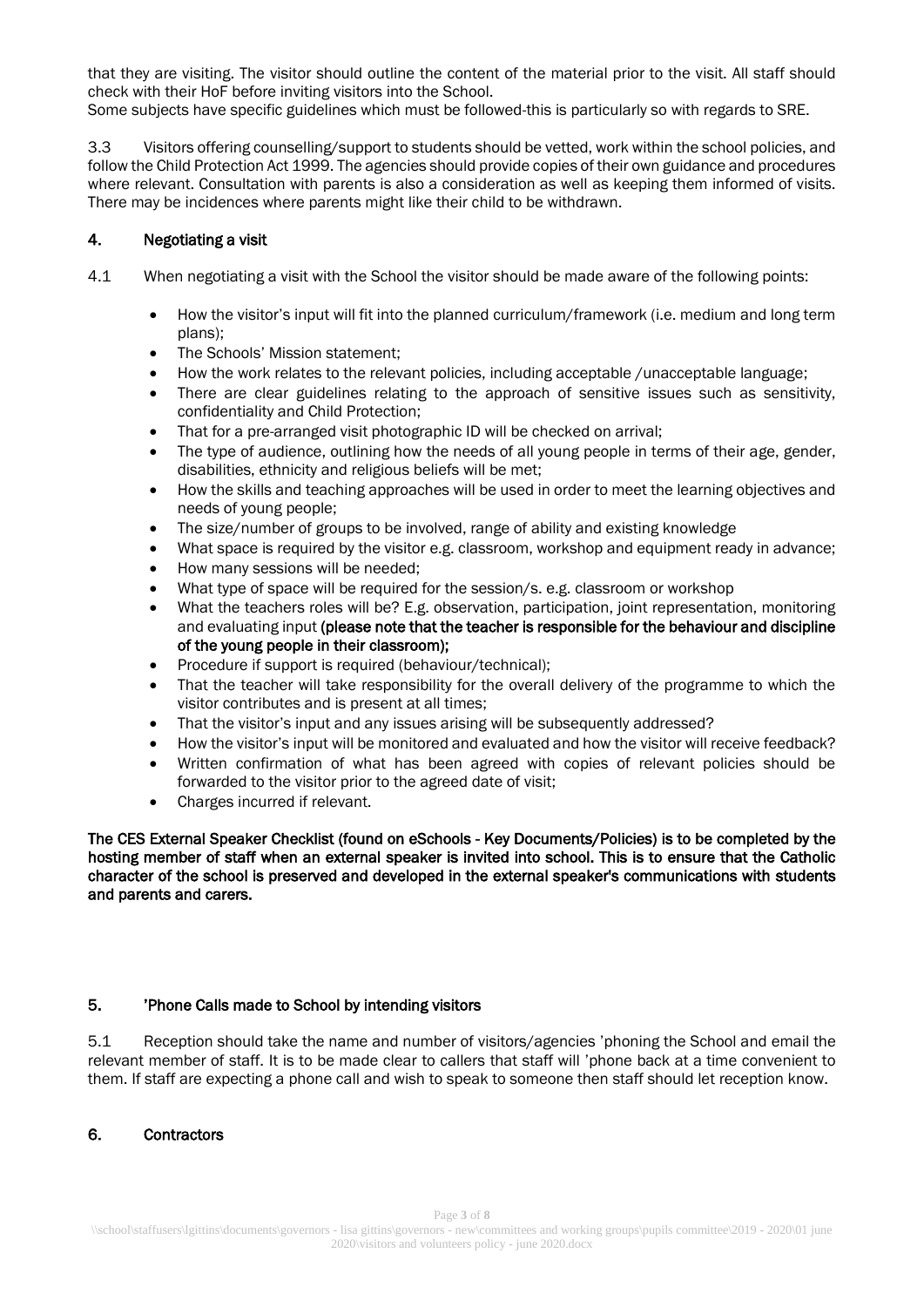that they are visiting. The visitor should outline the content of the material prior to the visit. All staff should check with their HoF before inviting visitors into the School.
Some subjects have specific guidelines which must be followed-this is particularly so with regards to SRE.

3.3 Visitors offering counselling/support to students should be vetted, work within the school policies, and follow the Child Protection Act 1999. The agencies should provide copies of their own guidance and procedures where relevant. Consultation with parents is also a consideration as well as keeping them informed of visits. There may be incidences where parents might like their child to be withdrawn.

## 4. Negotiating a visit

4.1 When negotiating a visit with the School the visitor should be made aware of the following points:

- How the visitor's input will fit into the planned curriculum/framework (i.e. medium and long term plans);
- The Schools' Mission statement;
- How the work relates to the relevant policies, including acceptable /unacceptable language;
- There are clear guidelines relating to the approach of sensitive issues such as sensitivity, confidentiality and Child Protection;
- That for a pre-arranged visit photographic ID will be checked on arrival;
- The type of audience, outlining how the needs of all young people in terms of their age, gender, disabilities, ethnicity and religious beliefs will be met;
- How the skills and teaching approaches will be used in order to meet the learning objectives and needs of young people;
- The size/number of groups to be involved, range of ability and existing knowledge
- What space is required by the visitor e.g. classroom, workshop and equipment ready in advance;
- How many sessions will be needed;
- What type of space will be required for the session/s. e.g. classroom or workshop
- What the teachers roles will be? E.g. observation, participation, joint representation, monitoring and evaluating input **(please note that the teacher is responsible for the behaviour and discipline of the young people in their classroom);**
- Procedure if support is required (behaviour/technical);
- That the teacher will take responsibility for the overall delivery of the programme to which the visitor contributes and is present at all times;
- That the visitor's input and any issues arising will be subsequently addressed?
- How the visitor's input will be monitored and evaluated and how the visitor will receive feedback?
- Written confirmation of what has been agreed with copies of relevant policies should be forwarded to the visitor prior to the agreed date of visit;
- Charges incurred if relevant.

**The CES External Speaker Checklist (found on eSchools - Key Documents/Policies) is to be completed by the hosting member of staff when an external speaker is invited into school. This is to ensure that the Catholic character of the school is preserved and developed in the external speaker's communications with students and parents and carers.**

## 5. 'Phone Calls made to School by intending visitors

5.1 Reception should take the name and number of visitors/agencies 'phoning the School and email the relevant member of staff. It is to be made clear to callers that staff will 'phone back at a time convenient to them. If staff are expecting a phone call and wish to speak to someone then staff should let reception know.

## 6. Contractors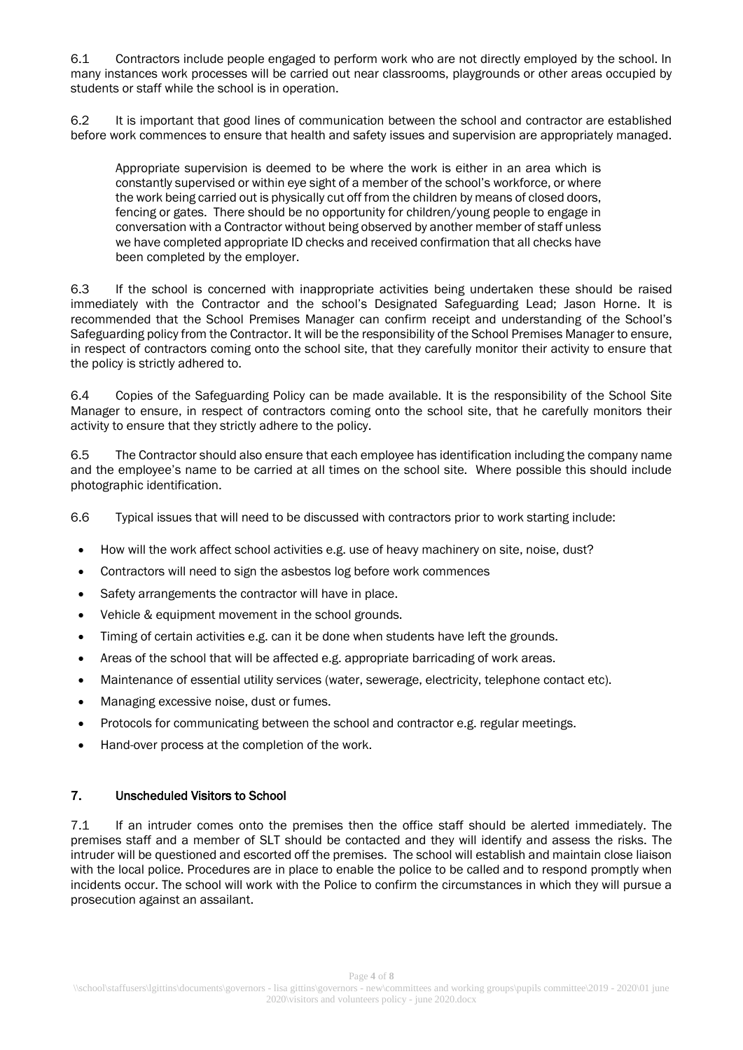6.1 Contractors include people engaged to perform work who are not directly employed by the school. In many instances work processes will be carried out near classrooms, playgrounds or other areas occupied by students or staff while the school is in operation.

6.2 It is important that good lines of communication between the school and contractor are established before work commences to ensure that health and safety issues and supervision are appropriately managed.

> Appropriate supervision is deemed to be where the work is either in an area which is constantly supervised or within eye sight of a member of the school's workforce, or where the work being carried out is physically cut off from the children by means of closed doors, fencing or gates. There should be no opportunity for children/young people to engage in conversation with a Contractor without being observed by another member of staff unless we have completed appropriate ID checks and received confirmation that all checks have been completed by the employer.

6.3 If the school is concerned with inappropriate activities being undertaken these should be raised immediately with the Contractor and the school's Designated Safeguarding Lead; Jason Horne. It is recommended that the School Premises Manager can confirm receipt and understanding of the School's Safeguarding policy from the Contractor. It will be the responsibility of the School Premises Manager to ensure, in respect of contractors coming onto the school site, that they carefully monitor their activity to ensure that the policy is strictly adhered to.

6.4 Copies of the Safeguarding Policy can be made available. It is the responsibility of the School Site Manager to ensure, in respect of contractors coming onto the school site, that he carefully monitors their activity to ensure that they strictly adhere to the policy.

6.5 The Contractor should also ensure that each employee has identification including the company name and the employee's name to be carried at all times on the school site. Where possible this should include photographic identification.

6.6 Typical issues that will need to be discussed with contractors prior to work starting include:

- How will the work affect school activities e.g. use of heavy machinery on site, noise, dust?
- Contractors will need to sign the asbestos log before work commences
- Safety arrangements the contractor will have in place.
- Vehicle & equipment movement in the school grounds.
- Timing of certain activities e.g. can it be done when students have left the grounds.
- Areas of the school that will be affected e.g. appropriate barricading of work areas.
- Maintenance of essential utility services (water, sewerage, electricity, telephone contact etc).
- Managing excessive noise, dust or fumes.
- Protocols for communicating between the school and contractor e.g. regular meetings.
- Hand-over process at the completion of the work.

## 7. Unscheduled Visitors to School

7.1 If an intruder comes onto the premises then the office staff should be alerted immediately. The premises staff and a member of SLT should be contacted and they will identify and assess the risks. The intruder will be questioned and escorted off the premises. The school will establish and maintain close liaison with the local police. Procedures are in place to enable the police to be called and to respond promptly when incidents occur. The school will work with the Police to confirm the circumstances in which they will pursue a prosecution against an assailant.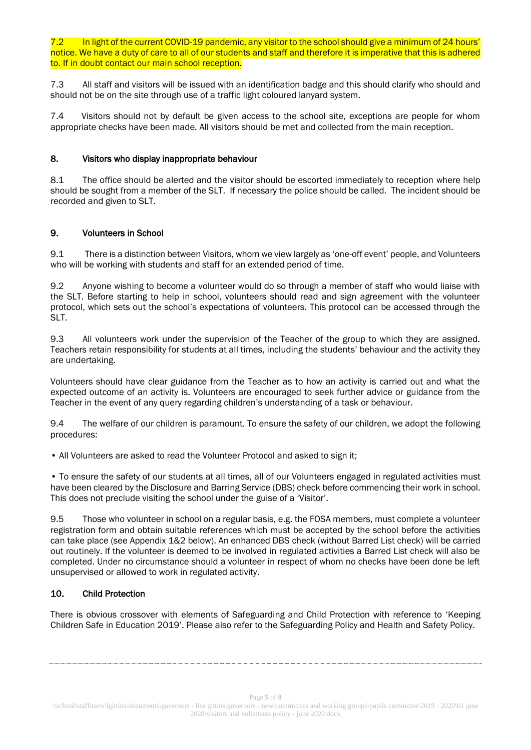7.2 In light of the current COVID-19 pandemic, any visitor to the school should give a minimum of 24 hours' notice. We have a duty of care to all of our students and staff and therefore it is imperative that this is adhered to. If in doubt contact our main school reception.

7.3 All staff and visitors will be issued with an identification badge and this should clarify who should and should not be on the site through use of a traffic light coloured lanyard system.

7.4 Visitors should not by default be given access to the school site, exceptions are people for whom appropriate checks have been made. All visitors should be met and collected from the main reception.

## 8. Visitors who display inappropriate behaviour

8.1 The office should be alerted and the visitor should be escorted immediately to reception where help should be sought from a member of the SLT. If necessary the police should be called. The incident should be recorded and given to SLT.

## 9. Volunteers in School

9.1 There is a distinction between Visitors, whom we view largely as 'one-off event' people, and Volunteers who will be working with students and staff for an extended period of time.

9.2 Anyone wishing to become a volunteer would do so through a member of staff who would liaise with the SLT. Before starting to help in school, volunteers should read and sign agreement with the volunteer protocol, which sets out the school's expectations of volunteers. This protocol can be accessed through the SLT.

9.3 All volunteers work under the supervision of the Teacher of the group to which they are assigned. Teachers retain responsibility for students at all times, including the students' behaviour and the activity they are undertaking.

Volunteers should have clear guidance from the Teacher as to how an activity is carried out and what the expected outcome of an activity is. Volunteers are encouraged to seek further advice or guidance from the Teacher in the event of any query regarding children's understanding of a task or behaviour.

9.4 The welfare of our children is paramount. To ensure the safety of our children, we adopt the following procedures:

- All Volunteers are asked to read the Volunteer Protocol and asked to sign it;

- To ensure the safety of our students at all times, all of our Volunteers engaged in regulated activities must have been cleared by the Disclosure and Barring Service (DBS) check before commencing their work in school. This does not preclude visiting the school under the guise of a 'Visitor'.

9.5 Those who volunteer in school on a regular basis, e.g. the FOSA members, must complete a volunteer registration form and obtain suitable references which must be accepted by the school before the activities can take place (see Appendix 1&2 below). An enhanced DBS check (without Barred List check) will be carried out routinely. If the volunteer is deemed to be involved in regulated activities a Barred List check will also be completed. Under no circumstance should a volunteer in respect of whom no checks have been done be left unsupervised or allowed to work in regulated activity.

## 10. Child Protection

There is obvious crossover with elements of Safeguarding and Child Protection with reference to 'Keeping Children Safe in Education 2019'. Please also refer to the Safeguarding Policy and Health and Safety Policy.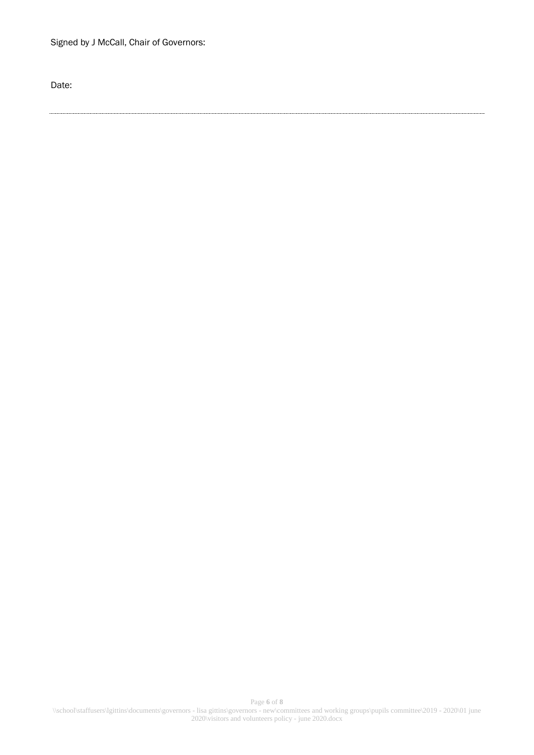Signed by J McCall, Chair of Governors:

Date:

---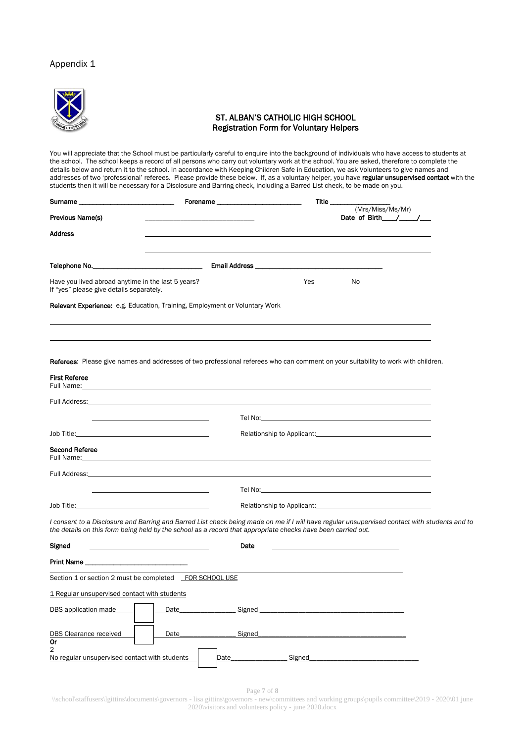Appendix 1

**ST. ALBAN'S CATHOLIC HIGH SCHOOL**
**Registration Form for Voluntary Helpers**

You will appreciate that the School must be particularly careful to enquire into the background of individuals who have access to students at the school. The school keeps a record of all persons who carry out voluntary work at the school. You are asked, therefore to complete the details below and return it to the school. In accordance with Keeping Children Safe in Education, we ask Volunteers to give names and addresses of two 'professional' referees. Please provide these below. If, as a voluntary helper, you have **regular unsupervised contact** with the students then it will be necessary for a Disclosure and Barring check, including a Barred List check, to be made on you.

**Surname** ________________________ **Forename** ______________________ **Title** ______________
(Mrs/Miss/Ms/Mr)

**Previous Name(s)** ________________________ **Date of Birth**\_\_\_\_/\_\_\_\_/\_\_\_

**Address** ____________________________________________

____________________________________________

**Telephone No.**________________________ **Email Address** ________________________

Have you lived abroad anytime in the last 5 years? Yes No
If "yes" please give details separately.

**Relevant Experience:** e.g. Education, Training, Employment or Voluntary Work

____________________________________________

____________________________________________

**Referees**: Please give names and addresses of two professional referees who can comment on your suitability to work with children.

**First Referee**
Full Name: ____________________________________________

Full Address: ____________________________________________

________________________ Tel No: ________________________

Job Title: ________________________ Relationship to Applicant: ________________________

**Second Referee**
Full Name: ____________________________________________

Full Address: ____________________________________________

________________________ Tel No: ________________________

Job Title: ________________________ Relationship to Applicant: ________________________

*I consent to a Disclosure and Barring and Barred List check being made on me if I will have regular unsupervised contact with students and to the details on this form being held by the school as a record that appropriate checks have been carried out.*

**Signed** ________________________ **Date** ________________________

**Print Name** ________________________

Section 1 or section 2 must be completed FOR SCHOOL USE

1 Regular unsupervised contact with students

DBS application made ☐ Date\_\_\_\_\_\_\_\_\_\_ Signed ________________________

DBS Clearance received ☐ Date\_\_\_\_\_\_\_\_\_\_ Signed ________________________

**Or**

2
No regular unsupervised contact with students ☐ Date\_\_\_\_\_\_\_\_\_\_ Signed ________________________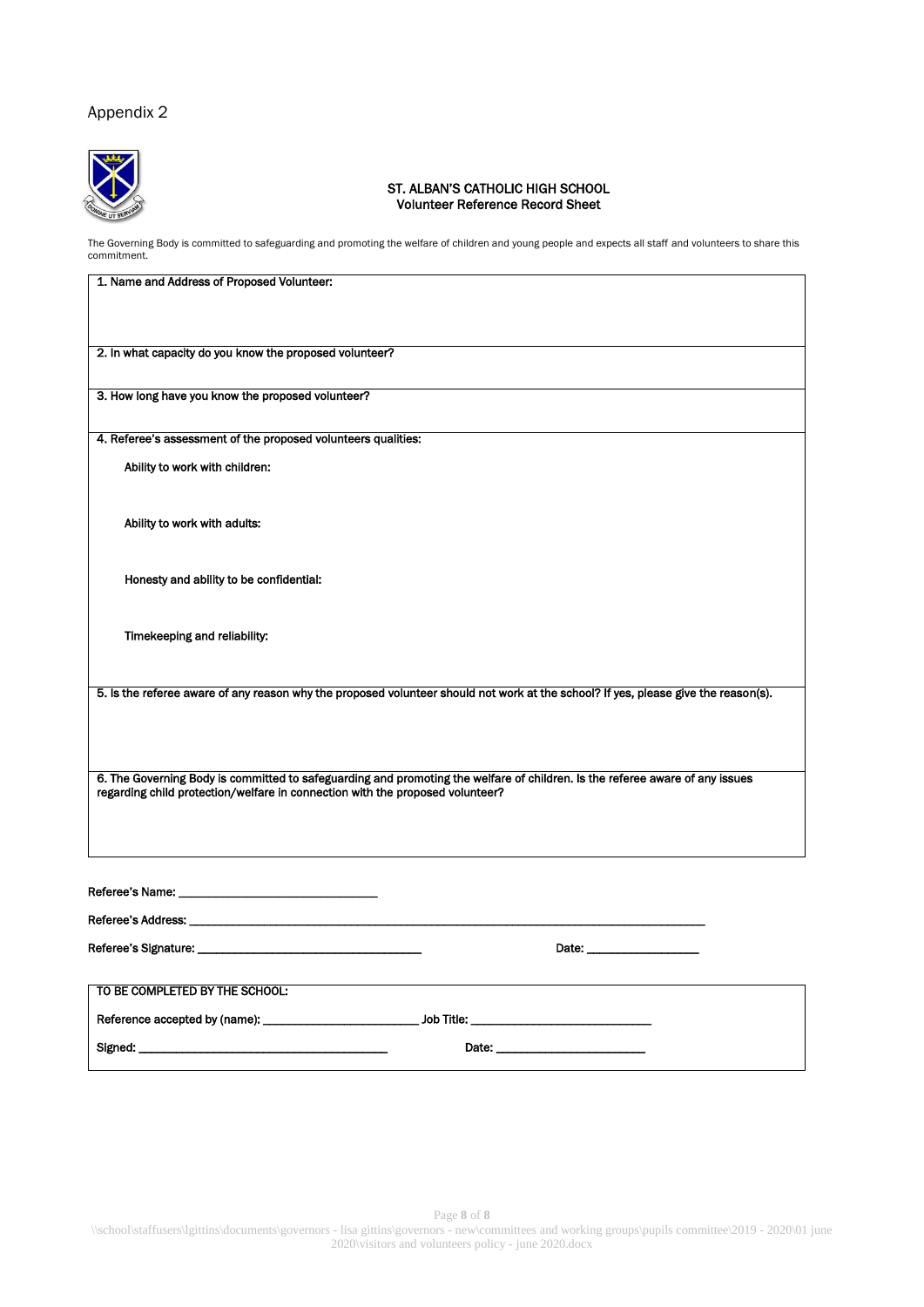Appendix 2

**ST. ALBAN'S CATHOLIC HIGH SCHOOL**
**Volunteer Reference Record Sheet**

The Governing Body is committed to safeguarding and promoting the welfare of children and young people and expects all staff and volunteers to share this commitment.

| |
|---|
| **1. Name and Address of Proposed Volunteer:** |
| **2. In what capacity do you know the proposed volunteer?** |
| **3. How long have you know the proposed volunteer?** |
| **4. Referee's assessment of the proposed volunteers qualities:**<br><br>Ability to work with children:<br><br>Ability to work with adults:<br><br>Honesty and ability to be confidential:<br><br>Timekeeping and reliability: |
| **5. Is the referee aware of any reason why the proposed volunteer should not work at the school? If yes, please give the reason(s).** |
| **6. The Governing Body is committed to safeguarding and promoting the welfare of children. Is the referee aware of any issues regarding child protection/welfare in connection with the proposed volunteer?** |

Referee's Name: ______________________________

Referee's Address: ________________________________________________________________________________

Referee's Signature: __________________________________ Date: ________________

| |
|---|
| TO BE COMPLETED BY THE SCHOOL:<br><br>Reference accepted by (name): ________________________ Job Title: ____________________________<br><br>Signed: _______________________________________ Date: ________________________ |